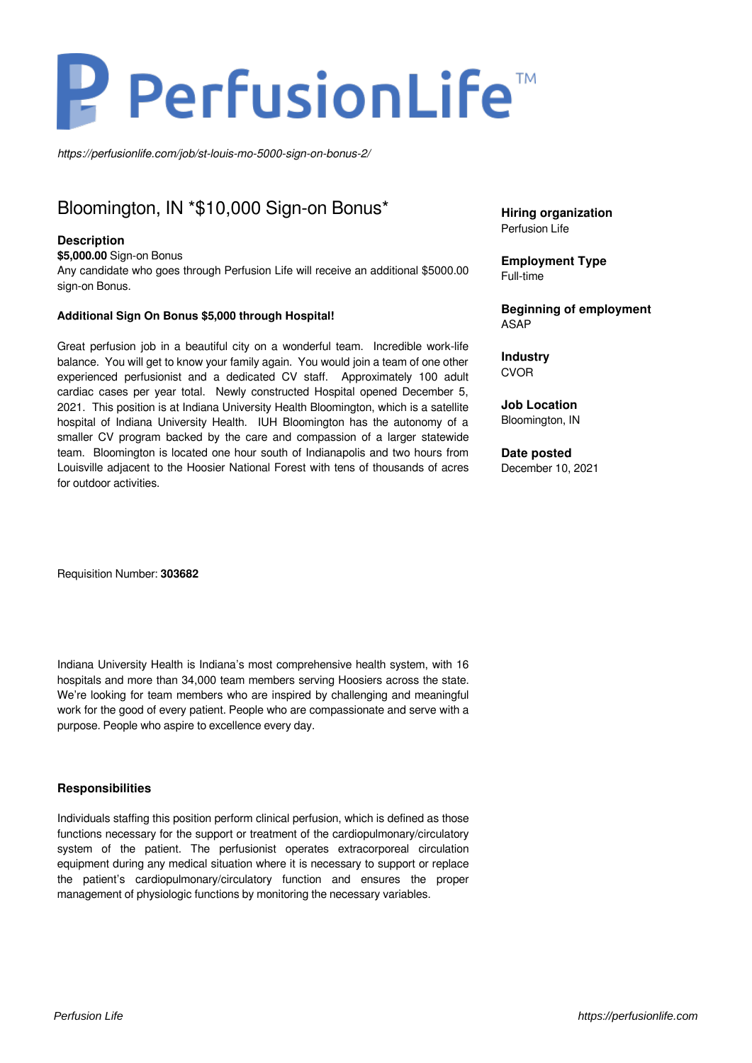# PerfusionLife™

*https://perfusionlife.com/job/st-louis-mo-5000-sign-on-bonus-2/*

## Bloomington, IN *$10,000 Sign-on Bonus*

### Description

**$5,000.00** Sign-on Bonus
Any candidate who goes through Perfusion Life will receive an additional $5000.00 sign-on Bonus.

**Additional Sign On Bonus $5,000 through Hospital!**

Great perfusion job in a beautiful city on a wonderful team. Incredible work-life balance. You will get to know your family again. You would join a team of one other experienced perfusionist and a dedicated CV staff. Approximately 100 adult cardiac cases per year total. Newly constructed Hospital opened December 5, 2021. This position is at Indiana University Health Bloomington, which is a satellite hospital of Indiana University Health. IUH Bloomington has the autonomy of a smaller CV program backed by the care and compassion of a larger statewide team. Bloomington is located one hour south of Indianapolis and two hours from Louisville adjacent to the Hoosier National Forest with tens of thousands of acres for outdoor activities.

Requisition Number: **303682**

Indiana University Health is Indiana's most comprehensive health system, with 16 hospitals and more than 34,000 team members serving Hoosiers across the state. We're looking for team members who are inspired by challenging and meaningful work for the good of every patient. People who are compassionate and serve with a purpose. People who aspire to excellence every day.

### Responsibilities

Individuals staffing this position perform clinical perfusion, which is defined as those functions necessary for the support or treatment of the cardiopulmonary/circulatory system of the patient. The perfusionist operates extracorporeal circulation equipment during any medical situation where it is necessary to support or replace the patient's cardiopulmonary/circulatory function and ensures the proper management of physiologic functions by monitoring the necessary variables.

**Hiring organization**
Perfusion Life

**Employment Type**
Full-time

**Beginning of employment**
ASAP

**Industry**
CVOR

**Job Location**
Bloomington, IN

**Date posted**
December 10, 2021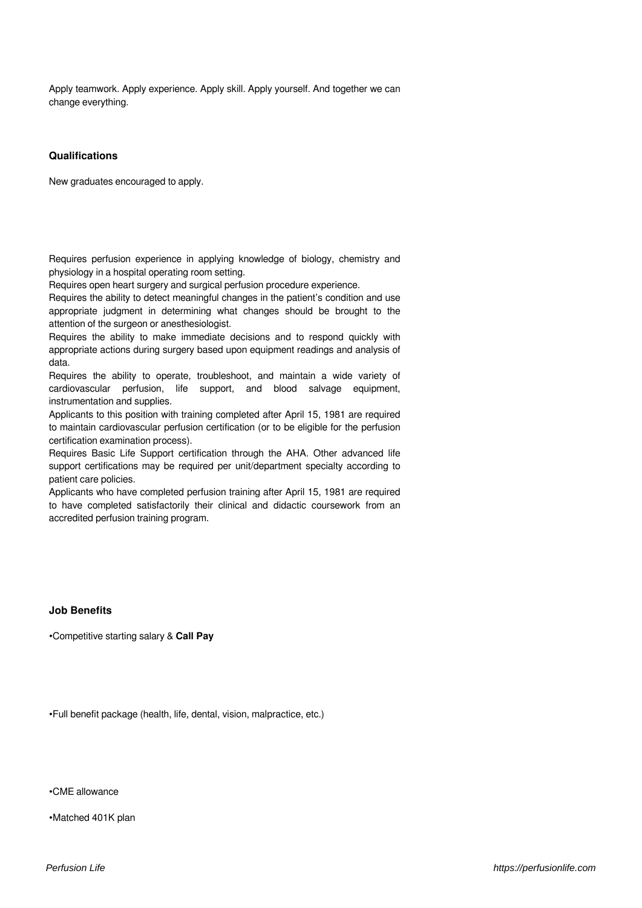Apply teamwork. Apply experience. Apply skill. Apply yourself. And together we can change everything.

**Qualifications**

New graduates encouraged to apply.

Requires perfusion experience in applying knowledge of biology, chemistry and physiology in a hospital operating room setting.
Requires open heart surgery and surgical perfusion procedure experience.
Requires the ability to detect meaningful changes in the patient's condition and use appropriate judgment in determining what changes should be brought to the attention of the surgeon or anesthesiologist.
Requires the ability to make immediate decisions and to respond quickly with appropriate actions during surgery based upon equipment readings and analysis of data.
Requires the ability to operate, troubleshoot, and maintain a wide variety of cardiovascular perfusion, life support, and blood salvage equipment, instrumentation and supplies.
Applicants to this position with training completed after April 15, 1981 are required to maintain cardiovascular perfusion certification (or to be eligible for the perfusion certification examination process).
Requires Basic Life Support certification through the AHA. Other advanced life support certifications may be required per unit/department specialty according to patient care policies.
Applicants who have completed perfusion training after April 15, 1981 are required to have completed satisfactorily their clinical and didactic coursework from an accredited perfusion training program.

**Job Benefits**

•Competitive starting salary & **Call Pay**

•Full benefit package (health, life, dental, vision, malpractice, etc.)

•CME allowance

•Matched 401K plan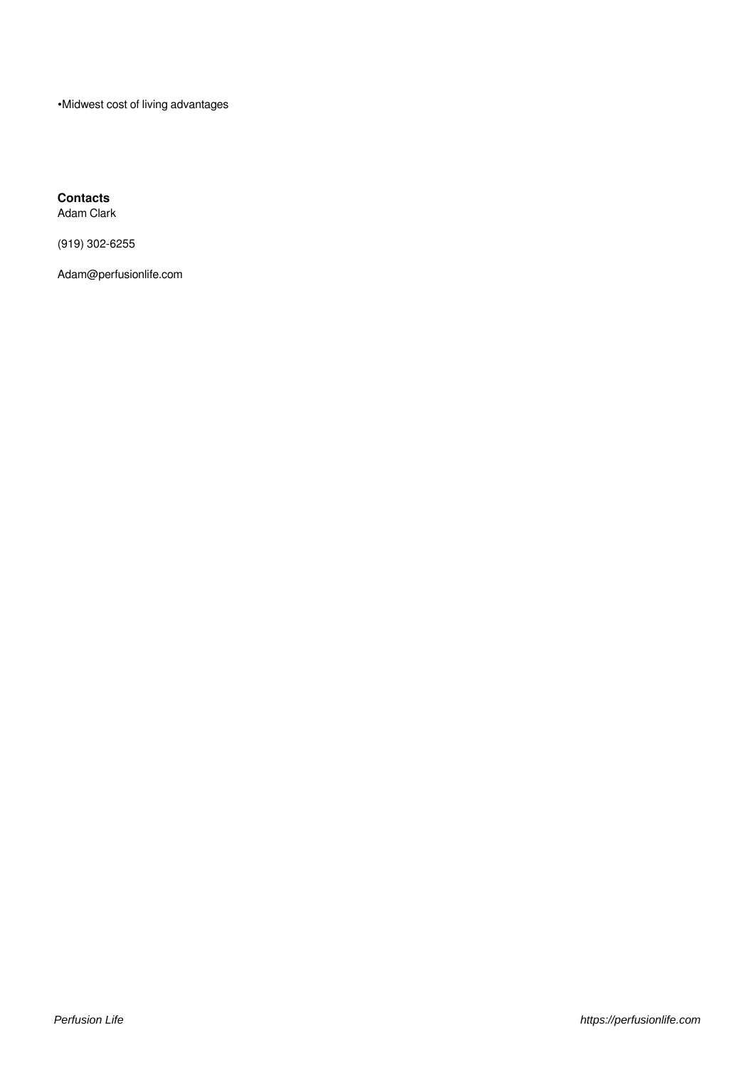•Midwest cost of living advantages

**Contacts**
Adam Clark

(919) 302-6255

Adam@perfusionlife.com